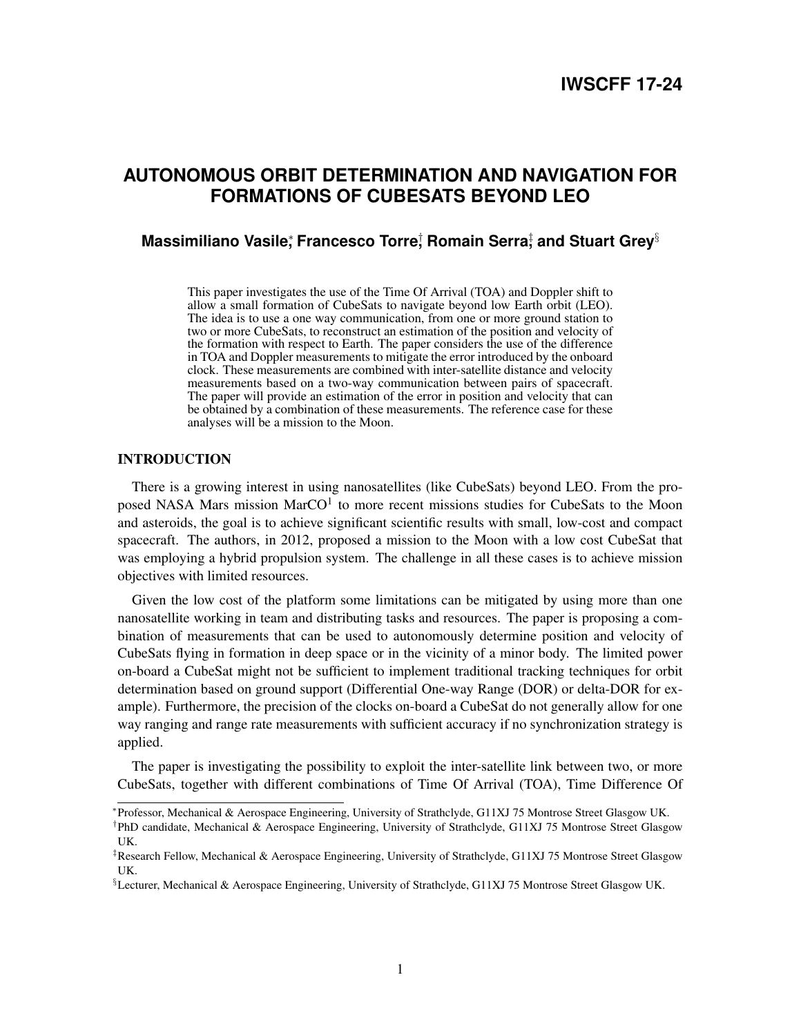IWSCFF 17-24

# AUTONOMOUS ORBIT DETERMINATION AND NAVIGATION FOR FORMATIONS OF CUBESATS BEYOND LEO

**Massimiliano Vasile[*], Francesco Torre[†], Romain Serra[‡], and Stuart Grey[§]**

This paper investigates the use of the Time Of Arrival (TOA) and Doppler shift to allow a small formation of CubeSats to navigate beyond low Earth orbit (LEO). The idea is to use a one way communication, from one or more ground station to two or more CubeSats, to reconstruct an estimation of the position and velocity of the formation with respect to Earth. The paper considers the use of the difference in TOA and Doppler measurements to mitigate the error introduced by the onboard clock. These measurements are combined with inter-satellite distance and velocity measurements based on a two-way communication between pairs of spacecraft. The paper will provide an estimation of the error in position and velocity that can be obtained by a combination of these measurements. The reference case for these analyses will be a mission to the Moon.

## INTRODUCTION

There is a growing interest in using nanosatellites (like CubeSats) beyond LEO. From the proposed NASA Mars mission MarCO[1] to more recent missions studies for CubeSats to the Moon and asteroids, the goal is to achieve significant scientific results with small, low-cost and compact spacecraft. The authors, in 2012, proposed a mission to the Moon with a low cost CubeSat that was employing a hybrid propulsion system. The challenge in all these cases is to achieve mission objectives with limited resources.

Given the low cost of the platform some limitations can be mitigated by using more than one nanosatellite working in team and distributing tasks and resources. The paper is proposing a combination of measurements that can be used to autonomously determine position and velocity of CubeSats flying in formation in deep space or in the vicinity of a minor body. The limited power on-board a CubeSat might not be sufficient to implement traditional tracking techniques for orbit determination based on ground support (Differential One-way Range (DOR) or delta-DOR for example). Furthermore, the precision of the clocks on-board a CubeSat do not generally allow for one way ranging and range rate measurements with sufficient accuracy if no synchronization strategy is applied.

The paper is investigating the possibility to exploit the inter-satellite link between two, or more CubeSats, together with different combinations of Time Of Arrival (TOA), Time Difference Of

---

[*] Professor, Mechanical & Aerospace Engineering, University of Strathclyde, G11XJ 75 Montrose Street Glasgow UK.

[†] PhD candidate, Mechanical & Aerospace Engineering, University of Strathclyde, G11XJ 75 Montrose Street Glasgow UK.

[‡] Research Fellow, Mechanical & Aerospace Engineering, University of Strathclyde, G11XJ 75 Montrose Street Glasgow UK.

[§] Lecturer, Mechanical & Aerospace Engineering, University of Strathclyde, G11XJ 75 Montrose Street Glasgow UK.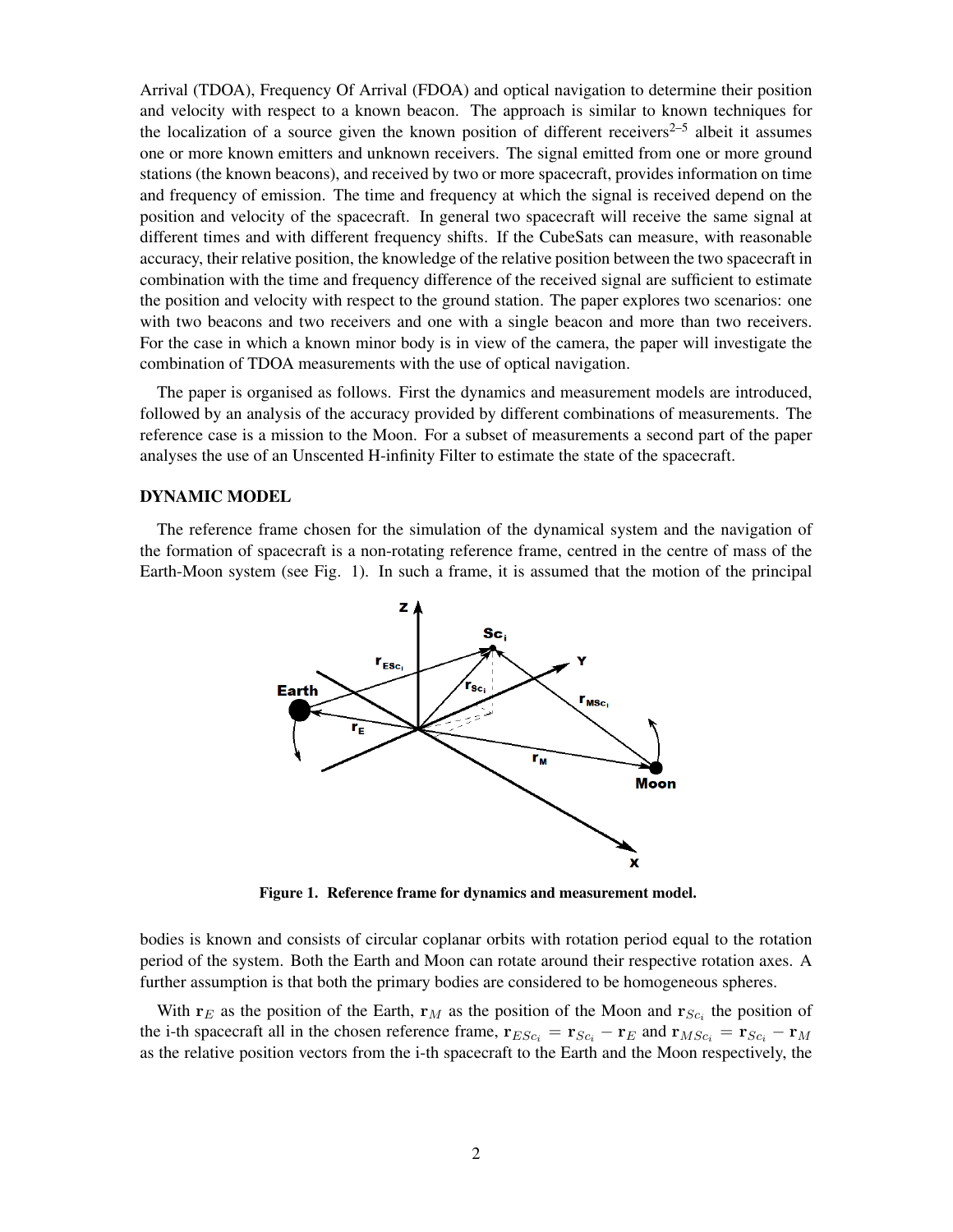Arrival (TDOA), Frequency Of Arrival (FDOA) and optical navigation to determine their position and velocity with respect to a known beacon. The approach is similar to known techniques for the localization of a source given the known position of different receivers[2–5] albeit it assumes one or more known emitters and unknown receivers. The signal emitted from one or more ground stations (the known beacons), and received by two or more spacecraft, provides information on time and frequency of emission. The time and frequency at which the signal is received depend on the position and velocity of the spacecraft. In general two spacecraft will receive the same signal at different times and with different frequency shifts. If the CubeSats can measure, with reasonable accuracy, their relative position, the knowledge of the relative position between the two spacecraft in combination with the time and frequency difference of the received signal are sufficient to estimate the position and velocity with respect to the ground station. The paper explores two scenarios: one with two beacons and two receivers and one with a single beacon and more than two receivers. For the case in which a known minor body is in view of the camera, the paper will investigate the combination of TDOA measurements with the use of optical navigation.

The paper is organised as follows. First the dynamics and measurement models are introduced, followed by an analysis of the accuracy provided by different combinations of measurements. The reference case is a mission to the Moon. For a subset of measurements a second part of the paper analyses the use of an Unscented H-infinity Filter to estimate the state of the spacecraft.

## DYNAMIC MODEL

The reference frame chosen for the simulation of the dynamical system and the navigation of the formation of spacecraft is a non-rotating reference frame, centred in the centre of mass of the Earth-Moon system (see Fig. 1). In such a frame, it is assumed that the motion of the principal

**Figure 1. Reference frame for dynamics and measurement model.**

bodies is known and consists of circular coplanar orbits with rotation period equal to the rotation period of the system. Both the Earth and Moon can rotate around their respective rotation axes. A further assumption is that both the primary bodies are considered to be homogeneous spheres.

With $\mathbf{r}_E$ as the position of the Earth, $\mathbf{r}_M$ as the position of the Moon and $\mathbf{r}_{Sc_i}$ the position of the i-th spacecraft all in the chosen reference frame, $\mathbf{r}_{ESc_i} = \mathbf{r}_{Sc_i} - \mathbf{r}_E$ and $\mathbf{r}_{MSc_i} = \mathbf{r}_{Sc_i} - \mathbf{r}_M$ as the relative position vectors from the i-th spacecraft to the Earth and the Moon respectively, the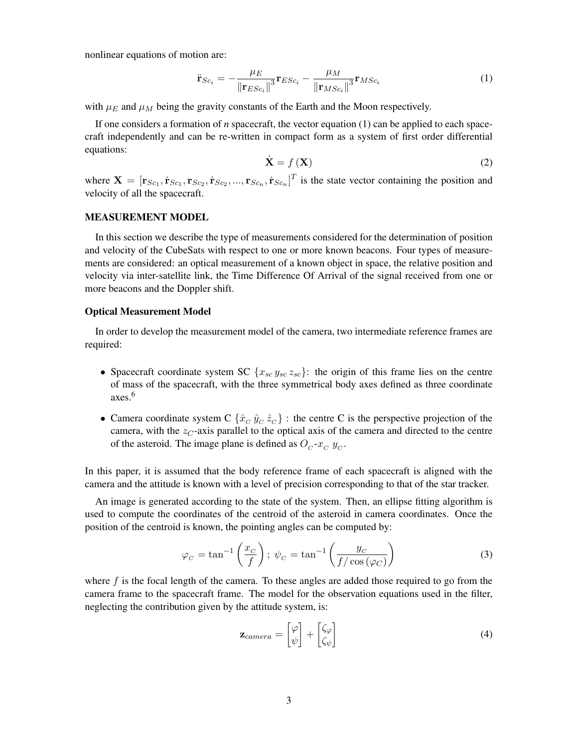nonlinear equations of motion are:

$$\ddot{\mathbf{r}}_{Sc_i} = -\frac{\mu_E}{\left\|\mathbf{r}_{ESc_i}\right\|^3}\mathbf{r}_{ESc_i} - \frac{\mu_M}{\left\|\mathbf{r}_{MSc_i}\right\|^3}\mathbf{r}_{MSc_i} \tag{1}$$

with $\mu_E$ and $\mu_M$ being the gravity constants of the Earth and the Moon respectively.

If one considers a formation of *n* spacecraft, the vector equation (1) can be applied to each spacecraft independently and can be re-written in compact form as a system of first order differential equations:

$$\dot{\mathbf{X}} = f\left(\mathbf{X}\right) \tag{2}$$

where $\mathbf{X} = \left[\mathbf{r}_{Sc_1}, \dot{\mathbf{r}}_{Sc_1}, \mathbf{r}_{Sc_2}, \dot{\mathbf{r}}_{Sc_2}, ..., \mathbf{r}_{Sc_n}, \dot{\mathbf{r}}_{Sc_n}\right]^T$ is the state vector containing the position and velocity of all the spacecraft.

## MEASUREMENT MODEL

In this section we describe the type of measurements considered for the determination of position and velocity of the CubeSats with respect to one or more known beacons. Four types of measurements are considered: an optical measurement of a known object in space, the relative position and velocity via inter-satellite link, the Time Difference Of Arrival of the signal received from one or more beacons and the Doppler shift.

### Optical Measurement Model

In order to develop the measurement model of the camera, two intermediate reference frames are required:

- Spacecraft coordinate system SC $\{x_{sc}\, y_{sc}\, z_{sc}\}$: the origin of this frame lies on the centre of mass of the spacecraft, with the three symmetrical body axes defined as three coordinate axes.[6]
- Camera coordinate system C $\{\hat{x}_C\ \hat{y}_C\ \hat{z}_C\}$ : the centre C is the perspective projection of the camera, with the $z_C$-axis parallel to the optical axis of the camera and directed to the centre of the asteroid. The image plane is defined as $O_C$-$x_C\ y_C$.

In this paper, it is assumed that the body reference frame of each spacecraft is aligned with the camera and the attitude is known with a level of precision corresponding to that of the star tracker.

An image is generated according to the state of the system. Then, an ellipse fitting algorithm is used to compute the coordinates of the centroid of the asteroid in camera coordinates. Once the position of the centroid is known, the pointing angles can be computed by:

$$\varphi_C = \tan^{-1}\left(\frac{x_C}{f}\right);\ \psi_C = \tan^{-1}\left(\frac{y_C}{f/\cos\left(\varphi_C\right)}\right) \tag{3}$$

where $f$ is the focal length of the camera. To these angles are added those required to go from the camera frame to the spacecraft frame. The model for the observation equations used in the filter, neglecting the contribution given by the attitude system, is:

$$\mathbf{z}_{camera} = \begin{bmatrix}\varphi\\ \psi\end{bmatrix} + \begin{bmatrix}\zeta_\varphi\\ \zeta_\psi\end{bmatrix} \tag{4}$$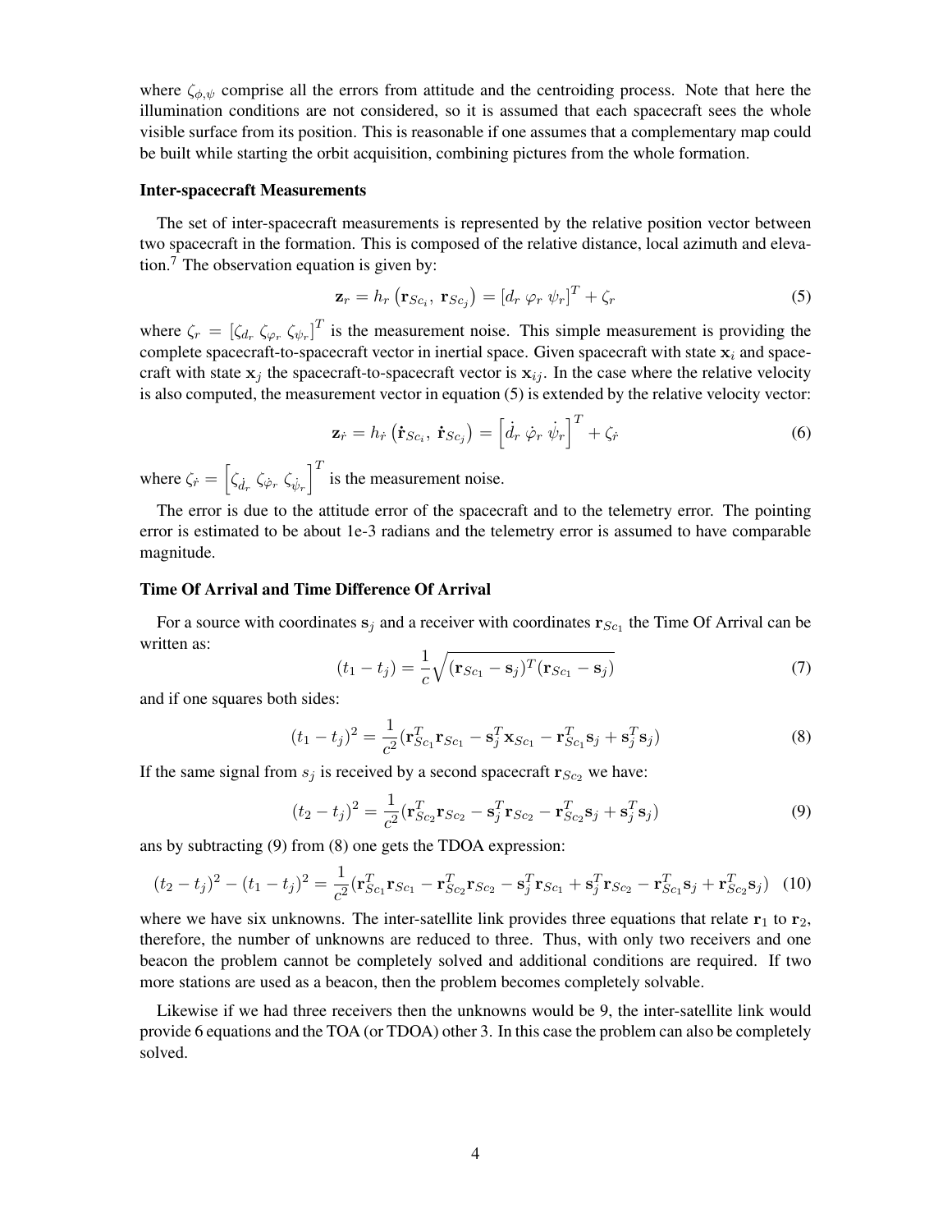where $\zeta_{\phi,\psi}$ comprise all the errors from attitude and the centroiding process. Note that here the illumination conditions are not considered, so it is assumed that each spacecraft sees the whole visible surface from its position. This is reasonable if one assumes that a complementary map could be built while starting the orbit acquisition, combining pictures from the whole formation.

### Inter-spacecraft Measurements

The set of inter-spacecraft measurements is represented by the relative position vector between two spacecraft in the formation. This is composed of the relative distance, local azimuth and elevation.[7] The observation equation is given by:

$$\mathbf{z}_r = h_r\left(\mathbf{r}_{Sc_i},\ \mathbf{r}_{Sc_j}\right) = [d_r\ \varphi_r\ \psi_r]^T + \zeta_r \tag{5}$$

where $\zeta_r = [\zeta_{d_r}\ \zeta_{\varphi_r}\ \zeta_{\psi_r}]^T$ is the measurement noise. This simple measurement is providing the complete spacecraft-to-spacecraft vector in inertial space. Given spacecraft with state $\mathbf{x}_i$ and spacecraft with state $\mathbf{x}_j$ the spacecraft-to-spacecraft vector is $\mathbf{x}_{ij}$. In the case where the relative velocity is also computed, the measurement vector in equation (5) is extended by the relative velocity vector:

$$\mathbf{z}_{\dot{r}} = h_{\dot{r}}\left(\dot{\mathbf{r}}_{Sc_i},\ \dot{\mathbf{r}}_{Sc_j}\right) = \left[\dot{d}_r\ \dot{\varphi}_r\ \dot{\psi}_r\right]^T + \zeta_{\dot{r}} \tag{6}$$

where $\zeta_{\dot{r}} = \left[\zeta_{\dot{d}_r}\ \zeta_{\dot{\varphi}_r}\ \zeta_{\dot{\psi}_r}\right]^T$ is the measurement noise.

The error is due to the attitude error of the spacecraft and to the telemetry error. The pointing error is estimated to be about 1e-3 radians and the telemetry error is assumed to have comparable magnitude.

### Time Of Arrival and Time Difference Of Arrival

For a source with coordinates $\mathbf{s}_j$ and a receiver with coordinates $\mathbf{r}_{Sc_1}$ the Time Of Arrival can be written as:

$$(t_1 - t_j) = \frac{1}{c}\sqrt{(\mathbf{r}_{Sc_1} - \mathbf{s}_j)^T(\mathbf{r}_{Sc_1} - \mathbf{s}_j)} \tag{7}$$

and if one squares both sides:

$$(t_1 - t_j)^2 = \frac{1}{c^2}(\mathbf{r}_{Sc_1}^T\mathbf{r}_{Sc_1} - \mathbf{s}_j^T\mathbf{x}_{Sc_1} - \mathbf{r}_{Sc_1}^T\mathbf{s}_j + \mathbf{s}_j^T\mathbf{s}_j) \tag{8}$$

If the same signal from $s_j$ is received by a second spacecraft $\mathbf{r}_{Sc_2}$ we have:

$$(t_2 - t_j)^2 = \frac{1}{c^2}(\mathbf{r}_{Sc_2}^T\mathbf{r}_{Sc_2} - \mathbf{s}_j^T\mathbf{r}_{Sc_2} - \mathbf{r}_{Sc_2}^T\mathbf{s}_j + \mathbf{s}_j^T\mathbf{s}_j) \tag{9}$$

ans by subtracting (9) from (8) one gets the TDOA expression:

$$(t_2 - t_j)^2 - (t_1 - t_j)^2 = \frac{1}{c^2}(\mathbf{r}_{Sc_1}^T\mathbf{r}_{Sc_1} - \mathbf{r}_{Sc_2}^T\mathbf{r}_{Sc_2} - \mathbf{s}_j^T\mathbf{r}_{Sc_1} + \mathbf{s}_j^T\mathbf{r}_{Sc_2} - \mathbf{r}_{Sc_1}^T\mathbf{s}_j + \mathbf{r}_{Sc_2}^T\mathbf{s}_j) \tag{10}$$

where we have six unknowns. The inter-satellite link provides three equations that relate $\mathbf{r}_1$ to $\mathbf{r}_2$, therefore, the number of unknowns are reduced to three. Thus, with only two receivers and one beacon the problem cannot be completely solved and additional conditions are required. If two more stations are used as a beacon, then the problem becomes completely solvable.

Likewise if we had three receivers then the unknowns would be 9, the inter-satellite link would provide 6 equations and the TOA (or TDOA) other 3. In this case the problem can also be completely solved.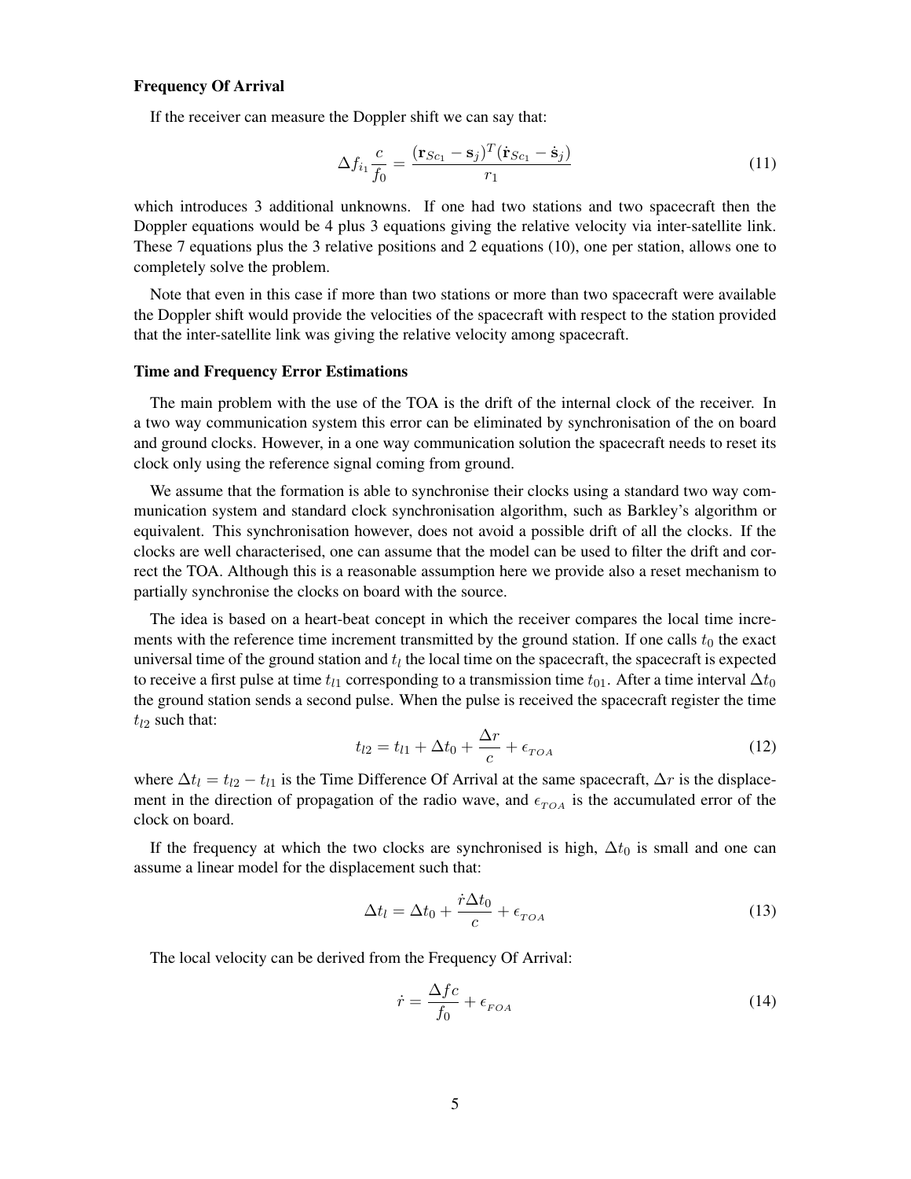### Frequency Of Arrival

If the receiver can measure the Doppler shift we can say that:

$$\Delta f_{i_1} \frac{c}{f_0} = \frac{(\mathbf{r}_{Sc_1} - \mathbf{s}_j)^T (\dot{\mathbf{r}}_{Sc_1} - \dot{\mathbf{s}}_j)}{r_1} \tag{11}$$

which introduces 3 additional unknowns. If one had two stations and two spacecraft then the Doppler equations would be 4 plus 3 equations giving the relative velocity via inter-satellite link. These 7 equations plus the 3 relative positions and 2 equations (10), one per station, allows one to completely solve the problem.

Note that even in this case if more than two stations or more than two spacecraft were available the Doppler shift would provide the velocities of the spacecraft with respect to the station provided that the inter-satellite link was giving the relative velocity among spacecraft.

### Time and Frequency Error Estimations

The main problem with the use of the TOA is the drift of the internal clock of the receiver. In a two way communication system this error can be eliminated by synchronisation of the on board and ground clocks. However, in a one way communication solution the spacecraft needs to reset its clock only using the reference signal coming from ground.

We assume that the formation is able to synchronise their clocks using a standard two way communication system and standard clock synchronisation algorithm, such as Barkley's algorithm or equivalent. This synchronisation however, does not avoid a possible drift of all the clocks. If the clocks are well characterised, one can assume that the model can be used to filter the drift and correct the TOA. Although this is a reasonable assumption here we provide also a reset mechanism to partially synchronise the clocks on board with the source.

The idea is based on a heart-beat concept in which the receiver compares the local time increments with the reference time increment transmitted by the ground station. If one calls $t_0$ the exact universal time of the ground station and $t_l$ the local time on the spacecraft, the spacecraft is expected to receive a first pulse at time $t_{l1}$ corresponding to a transmission time $t_{01}$. After a time interval $\Delta t_0$ the ground station sends a second pulse. When the pulse is received the spacecraft register the time $t_{l2}$ such that:

$$t_{l2} = t_{l1} + \Delta t_0 + \frac{\Delta r}{c} + \epsilon_{TOA} \tag{12}$$

where $\Delta t_l = t_{l2} - t_{l1}$ is the Time Difference Of Arrival at the same spacecraft, $\Delta r$ is the displacement in the direction of propagation of the radio wave, and $\epsilon_{TOA}$ is the accumulated error of the clock on board.

If the frequency at which the two clocks are synchronised is high, $\Delta t_0$ is small and one can assume a linear model for the displacement such that:

$$\Delta t_l = \Delta t_0 + \frac{\dot{r} \Delta t_0}{c} + \epsilon_{TOA} \tag{13}$$

The local velocity can be derived from the Frequency Of Arrival:

$$\dot{r} = \frac{\Delta f c}{f_0} + \epsilon_{FOA} \tag{14}$$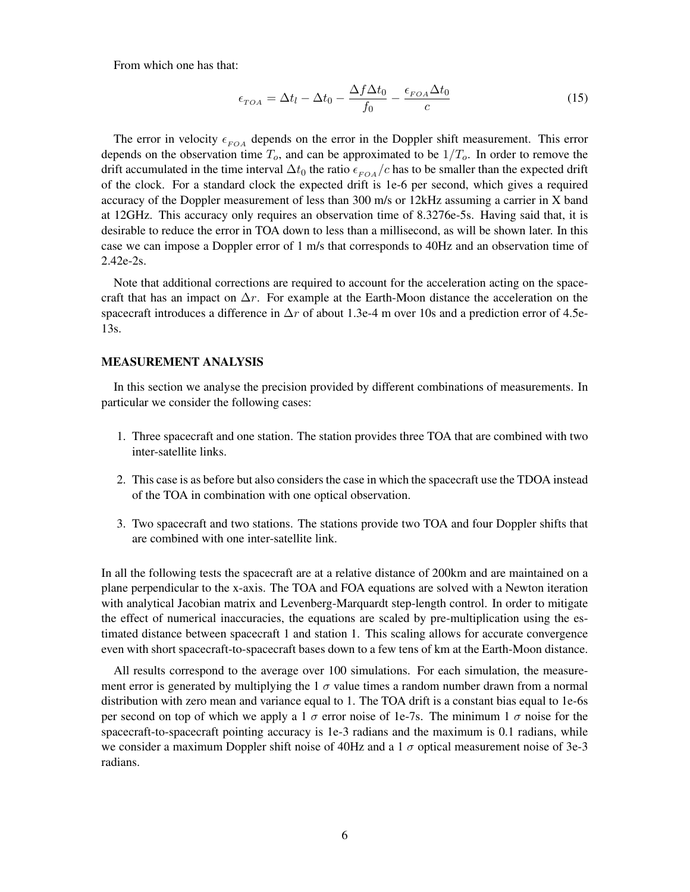From which one has that:

$$\epsilon_{TOA} = \Delta t_l - \Delta t_0 - \frac{\Delta f \Delta t_0}{f_0} - \frac{\epsilon_{FOA} \Delta t_0}{c} \tag{15}$$

The error in velocity $\epsilon_{FOA}$ depends on the error in the Doppler shift measurement. This error depends on the observation time $T_o$, and can be approximated to be $1/T_o$. In order to remove the drift accumulated in the time interval $\Delta t_0$ the ratio $\epsilon_{FOA}/c$ has to be smaller than the expected drift of the clock. For a standard clock the expected drift is 1e-6 per second, which gives a required accuracy of the Doppler measurement of less than 300 m/s or 12kHz assuming a carrier in X band at 12GHz. This accuracy only requires an observation time of 8.3276e-5s. Having said that, it is desirable to reduce the error in TOA down to less than a millisecond, as will be shown later. In this case we can impose a Doppler error of 1 m/s that corresponds to 40Hz and an observation time of 2.42e-2s.

Note that additional corrections are required to account for the acceleration acting on the spacecraft that has an impact on $\Delta r$. For example at the Earth-Moon distance the acceleration on the spacecraft introduces a difference in $\Delta r$ of about 1.3e-4 m over 10s and a prediction error of 4.5e-13s.

## MEASUREMENT ANALYSIS

In this section we analyse the precision provided by different combinations of measurements. In particular we consider the following cases:

1. Three spacecraft and one station. The station provides three TOA that are combined with two inter-satellite links.
2. This case is as before but also considers the case in which the spacecraft use the TDOA instead of the TOA in combination with one optical observation.
3. Two spacecraft and two stations. The stations provide two TOA and four Doppler shifts that are combined with one inter-satellite link.

In all the following tests the spacecraft are at a relative distance of 200km and are maintained on a plane perpendicular to the x-axis. The TOA and FOA equations are solved with a Newton iteration with analytical Jacobian matrix and Levenberg-Marquardt step-length control. In order to mitigate the effect of numerical inaccuracies, the equations are scaled by pre-multiplication using the estimated distance between spacecraft 1 and station 1. This scaling allows for accurate convergence even with short spacecraft-to-spacecraft bases down to a few tens of km at the Earth-Moon distance.

All results correspond to the average over 100 simulations. For each simulation, the measurement error is generated by multiplying the 1 $\sigma$ value times a random number drawn from a normal distribution with zero mean and variance equal to 1. The TOA drift is a constant bias equal to 1e-6s per second on top of which we apply a 1 $\sigma$ error noise of 1e-7s. The minimum 1 $\sigma$ noise for the spacecraft-to-spacecraft pointing accuracy is 1e-3 radians and the maximum is 0.1 radians, while we consider a maximum Doppler shift noise of 40Hz and a 1 $\sigma$ optical measurement noise of 3e-3 radians.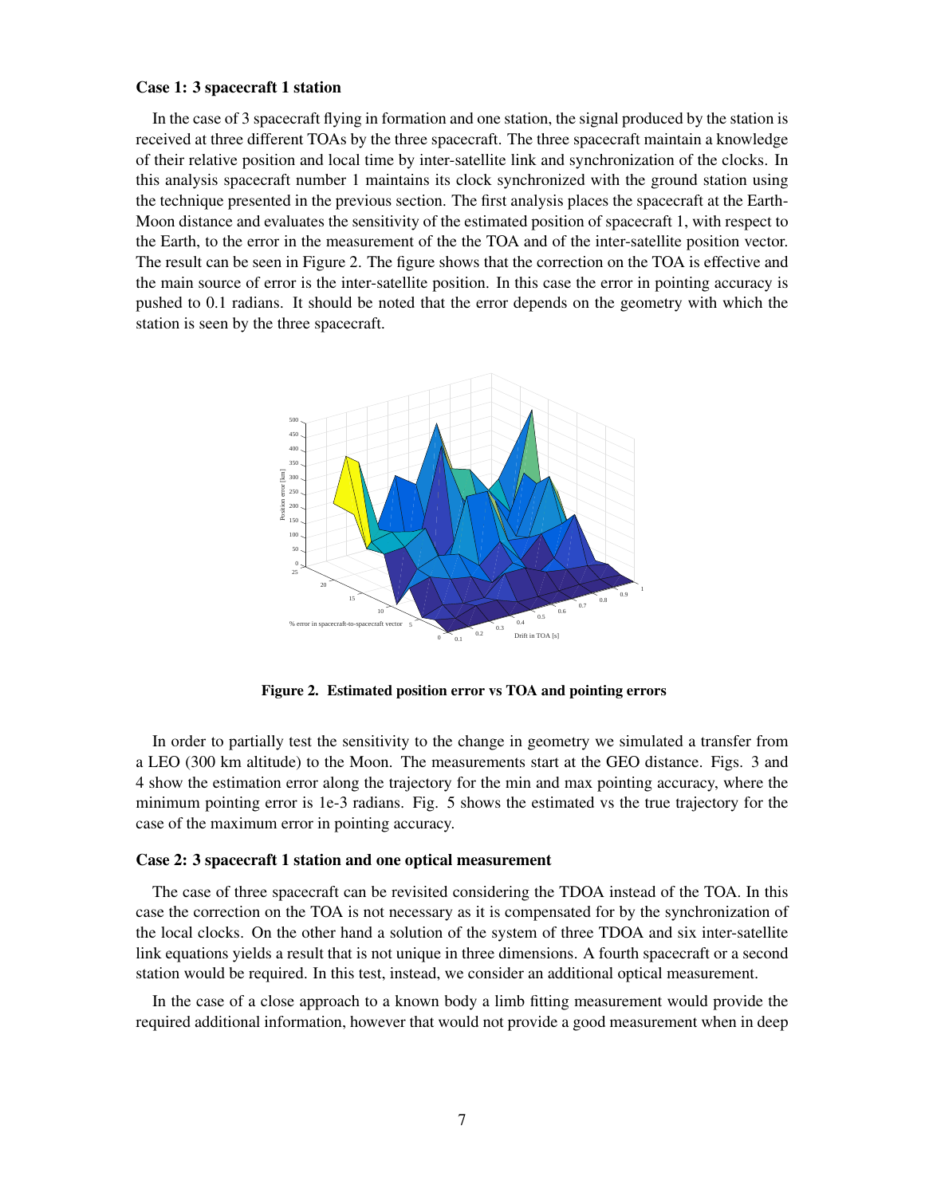### Case 1: 3 spacecraft 1 station

In the case of 3 spacecraft flying in formation and one station, the signal produced by the station is received at three different TOAs by the three spacecraft. The three spacecraft maintain a knowledge of their relative position and local time by inter-satellite link and synchronization of the clocks. In this analysis spacecraft number 1 maintains its clock synchronized with the ground station using the technique presented in the previous section. The first analysis places the spacecraft at the Earth-Moon distance and evaluates the sensitivity of the estimated position of spacecraft 1, with respect to the Earth, to the error in the measurement of the the TOA and of the inter-satellite position vector. The result can be seen in Figure 2. The figure shows that the correction on the TOA is effective and the main source of error is the inter-satellite position. In this case the error in pointing accuracy is pushed to 0.1 radians. It should be noted that the error depends on the geometry with which the station is seen by the three spacecraft.

**Figure 2. Estimated position error vs TOA and pointing errors**

In order to partially test the sensitivity to the change in geometry we simulated a transfer from a LEO (300 km altitude) to the Moon. The measurements start at the GEO distance. Figs. 3 and 4 show the estimation error along the trajectory for the min and max pointing accuracy, where the minimum pointing error is 1e-3 radians. Fig. 5 shows the estimated vs the true trajectory for the case of the maximum error in pointing accuracy.

### Case 2: 3 spacecraft 1 station and one optical measurement

The case of three spacecraft can be revisited considering the TDOA instead of the TOA. In this case the correction on the TOA is not necessary as it is compensated for by the synchronization of the local clocks. On the other hand a solution of the system of three TDOA and six inter-satellite link equations yields a result that is not unique in three dimensions. A fourth spacecraft or a second station would be required. In this test, instead, we consider an additional optical measurement.

In the case of a close approach to a known body a limb fitting measurement would provide the required additional information, however that would not provide a good measurement when in deep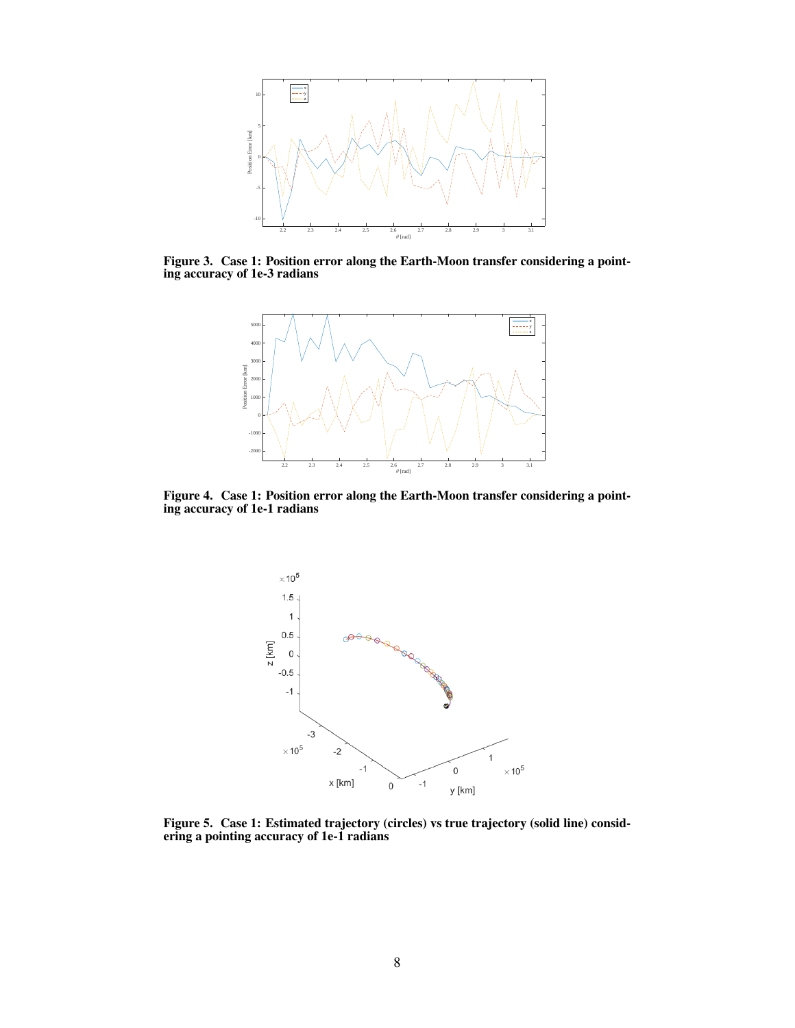**Figure 3. Case 1: Position error along the Earth-Moon transfer considering a pointing accuracy of 1e-3 radians**

**Figure 4. Case 1: Position error along the Earth-Moon transfer considering a pointing accuracy of 1e-1 radians**

**Figure 5. Case 1: Estimated trajectory (circles) vs true trajectory (solid line) considering a pointing accuracy of 1e-1 radians**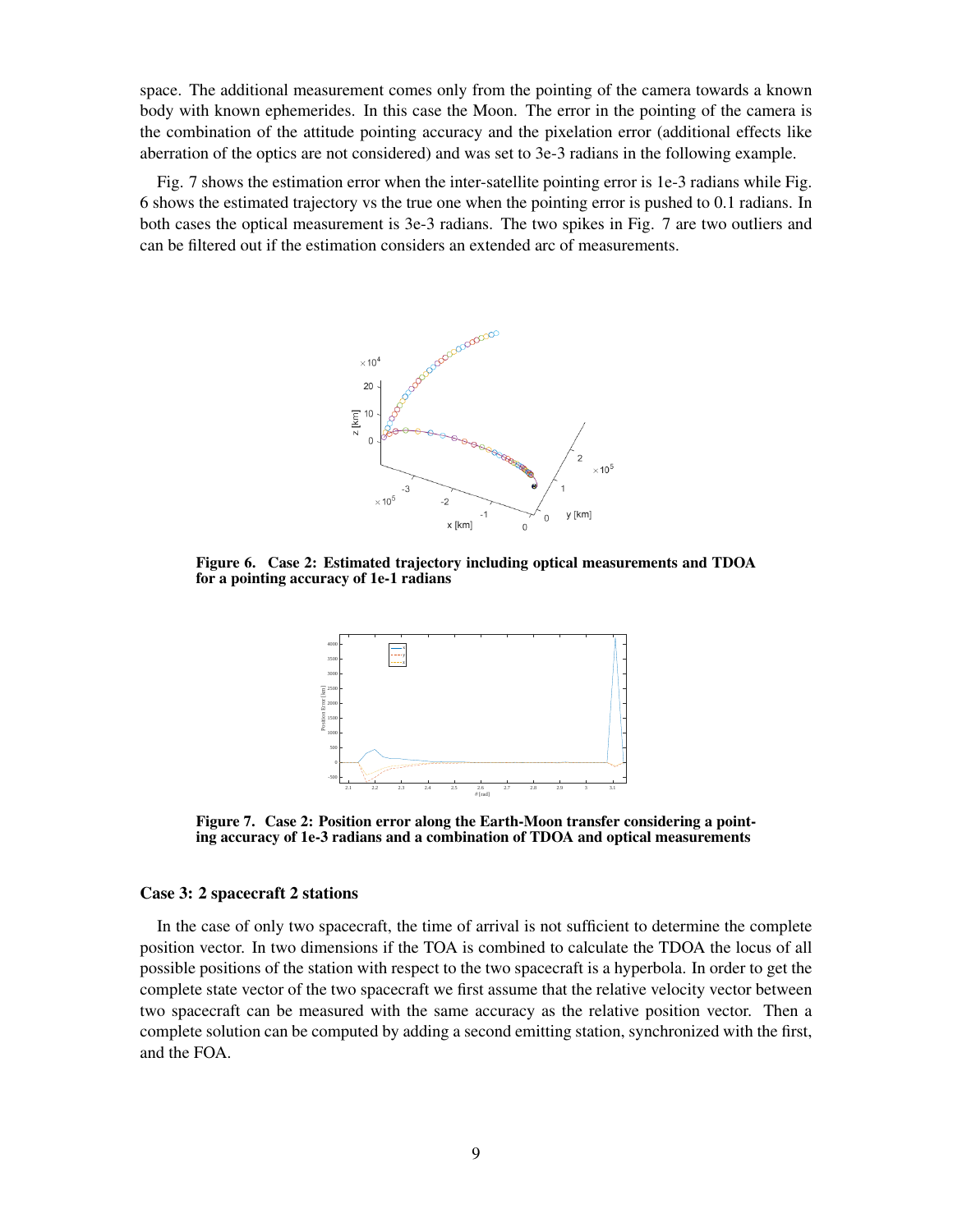space. The additional measurement comes only from the pointing of the camera towards a known body with known ephemerides. In this case the Moon. The error in the pointing of the camera is the combination of the attitude pointing accuracy and the pixelation error (additional effects like aberration of the optics are not considered) and was set to 3e-3 radians in the following example.

Fig. 7 shows the estimation error when the inter-satellite pointing error is 1e-3 radians while Fig. 6 shows the estimated trajectory vs the true one when the pointing error is pushed to 0.1 radians. In both cases the optical measurement is 3e-3 radians. The two spikes in Fig. 7 are two outliers and can be filtered out if the estimation considers an extended arc of measurements.

**Figure 6. Case 2: Estimated trajectory including optical measurements and TDOA for a pointing accuracy of 1e-1 radians**

**Figure 7. Case 2: Position error along the Earth-Moon transfer considering a pointing accuracy of 1e-3 radians and a combination of TDOA and optical measurements**

### Case 3: 2 spacecraft 2 stations

In the case of only two spacecraft, the time of arrival is not sufficient to determine the complete position vector. In two dimensions if the TOA is combined to calculate the TDOA the locus of all possible positions of the station with respect to the two spacecraft is a hyperbola. In order to get the complete state vector of the two spacecraft we first assume that the relative velocity vector between two spacecraft can be measured with the same accuracy as the relative position vector. Then a complete solution can be computed by adding a second emitting station, synchronized with the first, and the FOA.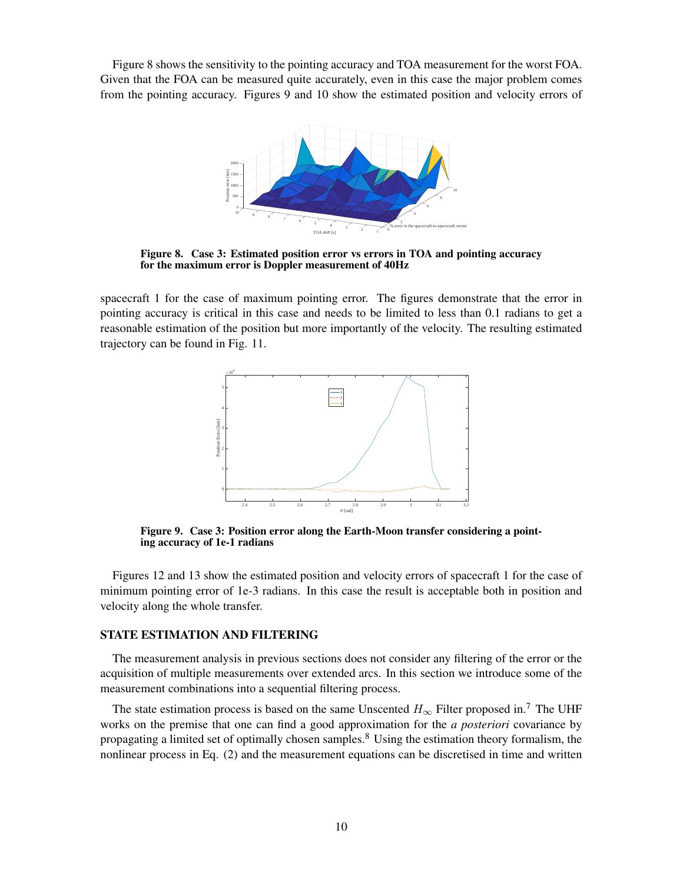Figure 8 shows the sensitivity to the pointing accuracy and TOA measurement for the worst FOA. Given that the FOA can be measured quite accurately, even in this case the major problem comes from the pointing accuracy. Figures 9 and 10 show the estimated position and velocity errors of

**Figure 8. Case 3: Estimated position error vs errors in TOA and pointing accuracy for the maximum error is Doppler measurement of 40Hz**

spacecraft 1 for the case of maximum pointing error. The figures demonstrate that the error in pointing accuracy is critical in this case and needs to be limited to less than 0.1 radians to get a reasonable estimation of the position but more importantly of the velocity. The resulting estimated trajectory can be found in Fig. 11.

**Figure 9. Case 3: Position error along the Earth-Moon transfer considering a pointing accuracy of 1e-1 radians**

Figures 12 and 13 show the estimated position and velocity errors of spacecraft 1 for the case of minimum pointing error of 1e-3 radians. In this case the result is acceptable both in position and velocity along the whole transfer.

## STATE ESTIMATION AND FILTERING

The measurement analysis in previous sections does not consider any filtering of the error or the acquisition of multiple measurements over extended arcs. In this section we introduce some of the measurement combinations into a sequential filtering process.

The state estimation process is based on the same Unscented $H_\infty$ Filter proposed in.[7] The UHF works on the premise that one can find a good approximation for the *a posteriori* covariance by propagating a limited set of optimally chosen samples.[8] Using the estimation theory formalism, the nonlinear process in Eq. (2) and the measurement equations can be discretised in time and written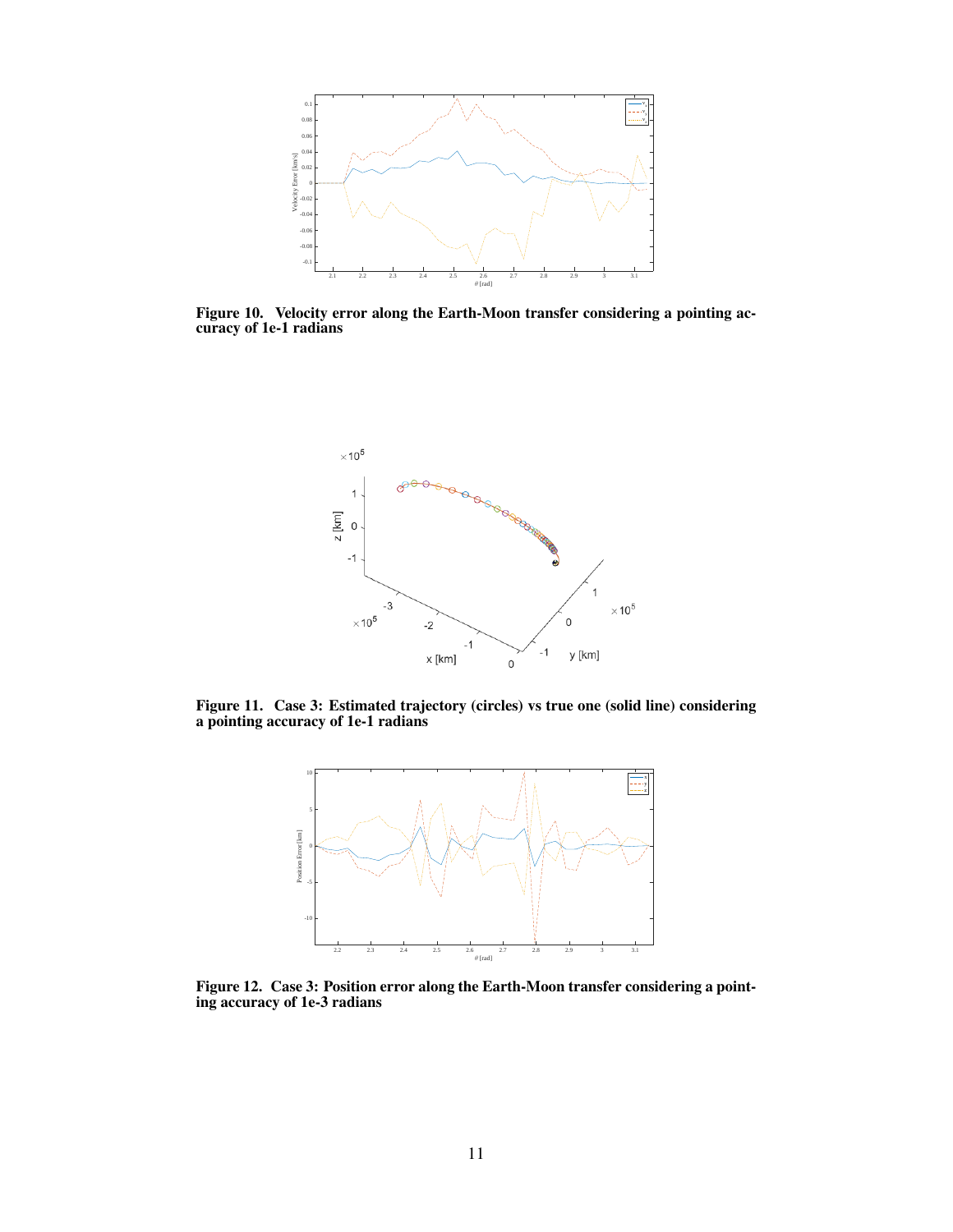Figure 10. Velocity error along the Earth-Moon transfer considering a pointing accuracy of 1e-1 radians

Figure 11. Case 3: Estimated trajectory (circles) vs true one (solid line) considering a pointing accuracy of 1e-1 radians

Figure 12. Case 3: Position error along the Earth-Moon transfer considering a pointing accuracy of 1e-3 radians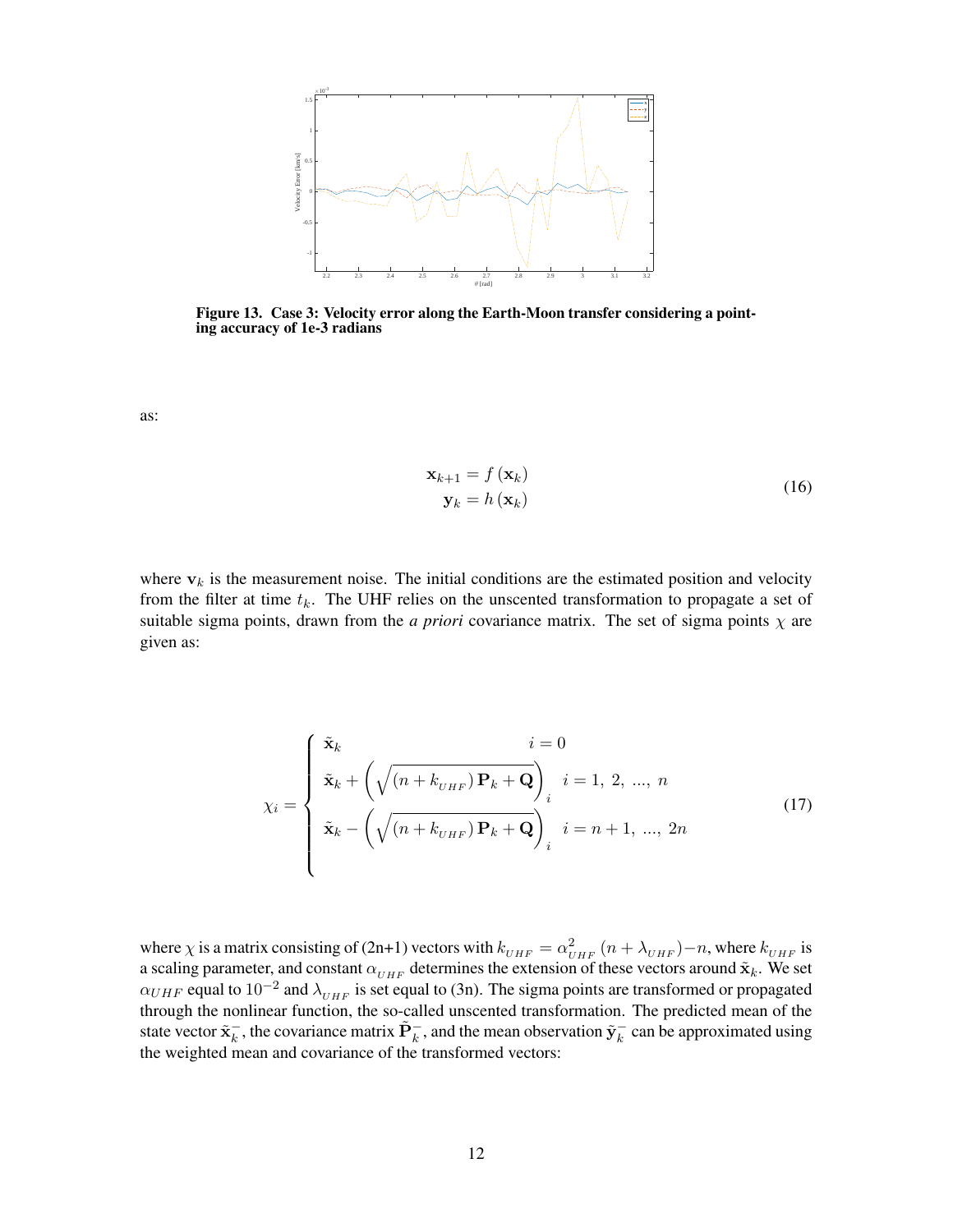Figure 13. Case 3: Velocity error along the Earth-Moon transfer considering a pointing accuracy of 1e-3 radians

as:

$$
\begin{aligned}
\mathbf{x}_{k+1} &= f\left(\mathbf{x}_k\right) \\
\mathbf{y}_k &= h\left(\mathbf{x}_k\right)
\end{aligned}
\tag{16}
$$

where $\mathbf{v}_k$ is the measurement noise. The initial conditions are the estimated position and velocity from the filter at time $t_k$. The UHF relies on the unscented transformation to propagate a set of suitable sigma points, drawn from the *a priori* covariance matrix. The set of sigma points $\chi$ are given as:

$$
\chi_i = \begin{cases}
\tilde{\mathbf{x}}_k & i = 0 \\
\tilde{\mathbf{x}}_k + \left(\sqrt{\left(n + k_{_{UHF}}\right)\mathbf{P}_k + \mathbf{Q}}\right)_i & i = 1,\ 2,\ ...,\ n \\
\tilde{\mathbf{x}}_k - \left(\sqrt{\left(n + k_{_{UHF}}\right)\mathbf{P}_k + \mathbf{Q}}\right)_i & i = n+1,\ ...,\ 2n
\end{cases}
\tag{17}
$$

where $\chi$ is a matrix consisting of (2n+1) vectors with $k_{_{UHF}} = \alpha_{_{UHF}}^2 \left(n + \lambda_{_{UHF}}\right) - n$, where $k_{_{UHF}}$ is a scaling parameter, and constant $\alpha_{_{UHF}}$ determines the extension of these vectors around $\tilde{\mathbf{x}}_k$. We set $\alpha_{UHF}$ equal to $10^{-2}$ and $\lambda_{_{UHF}}$ is set equal to (3n). The sigma points are transformed or propagated through the nonlinear function, the so-called unscented transformation. The predicted mean of the state vector $\tilde{\mathbf{x}}_k^-$, the covariance matrix $\tilde{\mathbf{P}}_k^-$, and the mean observation $\tilde{\mathbf{y}}_k^-$ can be approximated using the weighted mean and covariance of the transformed vectors: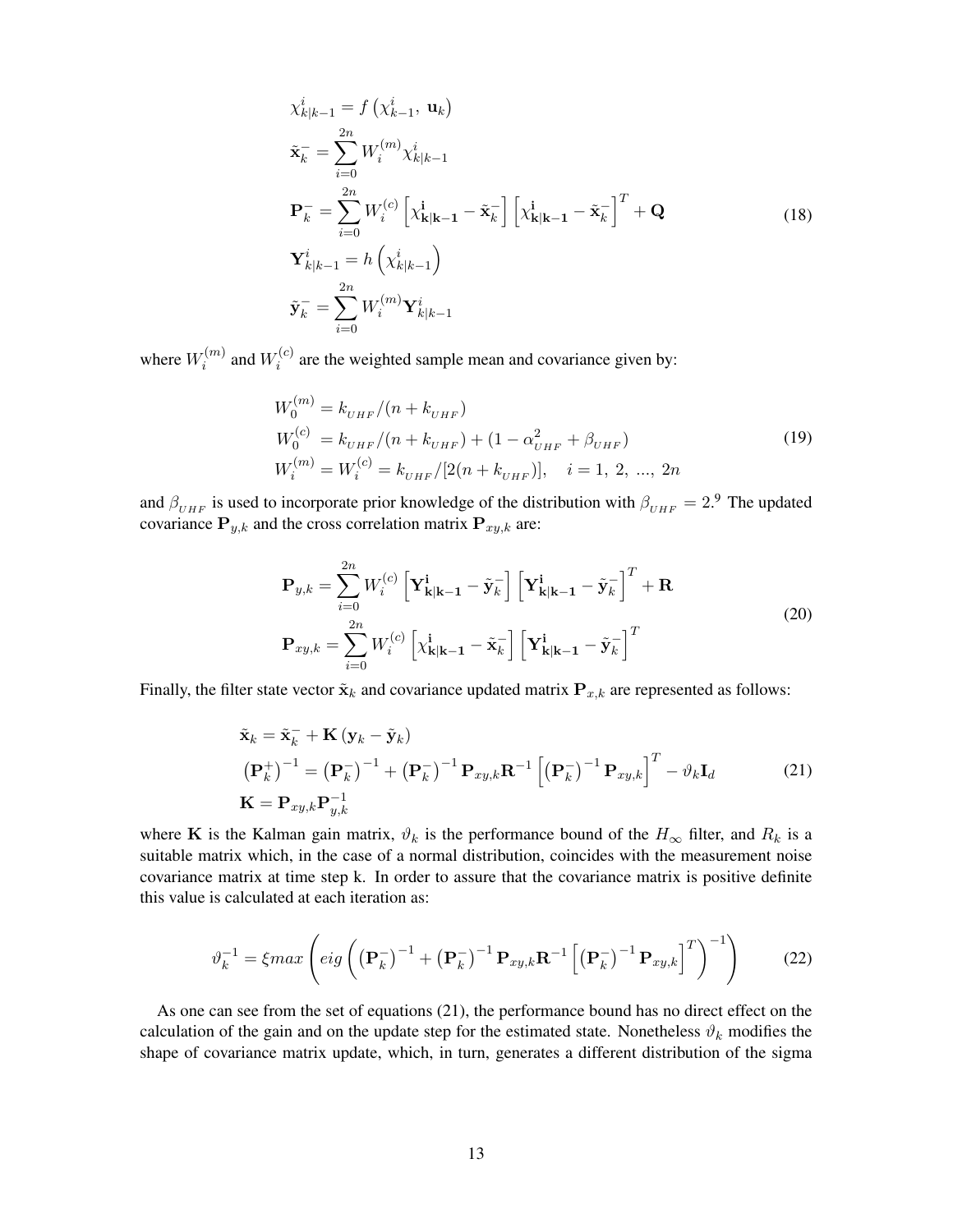$$
\begin{aligned}
&\chi_{k|k-1}^{i} = f\left(\chi_{k-1}^{i},\ \mathbf{u}_k\right) \\
&\tilde{\mathbf{x}}_k^{-} = \sum_{i=0}^{2n} W_i^{(m)} \chi_{k|k-1}^{i} \\
&\mathbf{P}_k^{-} = \sum_{i=0}^{2n} W_i^{(c)} \left[\chi_{\mathbf{k|k-1}}^{\mathbf{i}} - \tilde{\mathbf{x}}_k^{-}\right] \left[\chi_{\mathbf{k|k-1}}^{\mathbf{i}} - \tilde{\mathbf{x}}_k^{-}\right]^T + \mathbf{Q} \\
&\mathbf{Y}_{k|k-1}^{i} = h\left(\chi_{k|k-1}^{i}\right) \\
&\tilde{\mathbf{y}}_k^{-} = \sum_{i=0}^{2n} W_i^{(m)} \mathbf{Y}_{k|k-1}^{i}
\end{aligned}
\tag{18}
$$

where $W_i^{(m)}$ and $W_i^{(c)}$ are the weighted sample mean and covariance given by:

$$
\begin{aligned}
&W_0^{(m)} = k_{_{UHF}}/(n + k_{_{UHF}}) \\
&W_0^{(c)} = k_{_{UHF}}/(n + k_{_{UHF}}) + (1 - \alpha_{_{UHF}}^2 + \beta_{_{UHF}}) \\
&W_i^{(m)} = W_i^{(c)} = k_{_{UHF}}/[2(n + k_{_{UHF}})], \quad i = 1,\ 2,\ \ldots,\ 2n
\end{aligned}
\tag{19}
$$

and $\beta_{_{UHF}}$ is used to incorporate prior knowledge of the distribution with $\beta_{_{UHF}} = 2$.[9] The updated covariance $\mathbf{P}_{y,k}$ and the cross correlation matrix $\mathbf{P}_{xy,k}$ are:

$$
\begin{aligned}
&\mathbf{P}_{y,k} = \sum_{i=0}^{2n} W_i^{(c)} \left[\mathbf{Y}_{\mathbf{k|k-1}}^{\mathbf{i}} - \tilde{\mathbf{y}}_k^{-}\right] \left[\mathbf{Y}_{\mathbf{k|k-1}}^{\mathbf{i}} - \tilde{\mathbf{y}}_k^{-}\right]^T + \mathbf{R} \\
&\mathbf{P}_{xy,k} = \sum_{i=0}^{2n} W_i^{(c)} \left[\chi_{\mathbf{k|k-1}}^{\mathbf{i}} - \tilde{\mathbf{x}}_k^{-}\right] \left[\mathbf{Y}_{\mathbf{k|k-1}}^{\mathbf{i}} - \tilde{\mathbf{y}}_k^{-}\right]^T
\end{aligned}
\tag{20}
$$

Finally, the filter state vector $\tilde{\mathbf{x}}_k$ and covariance updated matrix $\mathbf{P}_{x,k}$ are represented as follows:

$$
\begin{aligned}
&\tilde{\mathbf{x}}_k = \tilde{\mathbf{x}}_k^{-} + \mathbf{K}\left(\mathbf{y}_k - \tilde{\mathbf{y}}_k\right) \\
&\left(\mathbf{P}_k^{+}\right)^{-1} = \left(\mathbf{P}_k^{-}\right)^{-1} + \left(\mathbf{P}_k^{-}\right)^{-1} \mathbf{P}_{xy,k} \mathbf{R}^{-1} \left[\left(\mathbf{P}_k^{-}\right)^{-1} \mathbf{P}_{xy,k}\right]^T - \vartheta_k \mathbf{I}_d \\
&\mathbf{K} = \mathbf{P}_{xy,k} \mathbf{P}_{y,k}^{-1}
\end{aligned}
\tag{21}
$$

where $\mathbf{K}$ is the Kalman gain matrix, $\vartheta_k$ is the performance bound of the $H_\infty$ filter, and $R_k$ is a suitable matrix which, in the case of a normal distribution, coincides with the measurement noise covariance matrix at time step k. In order to assure that the covariance matrix is positive definite this value is calculated at each iteration as:

$$
\vartheta_k^{-1} = \xi max\left(eig\left(\left(\mathbf{P}_k^{-}\right)^{-1} + \left(\mathbf{P}_k^{-}\right)^{-1} \mathbf{P}_{xy,k} \mathbf{R}^{-1} \left[\left(\mathbf{P}_k^{-}\right)^{-1} \mathbf{P}_{xy,k}\right]^T\right)^{-1}\right)
\tag{22}
$$

As one can see from the set of equations (21), the performance bound has no direct effect on the calculation of the gain and on the update step for the estimated state. Nonetheless $\vartheta_k$ modifies the shape of covariance matrix update, which, in turn, generates a different distribution of the sigma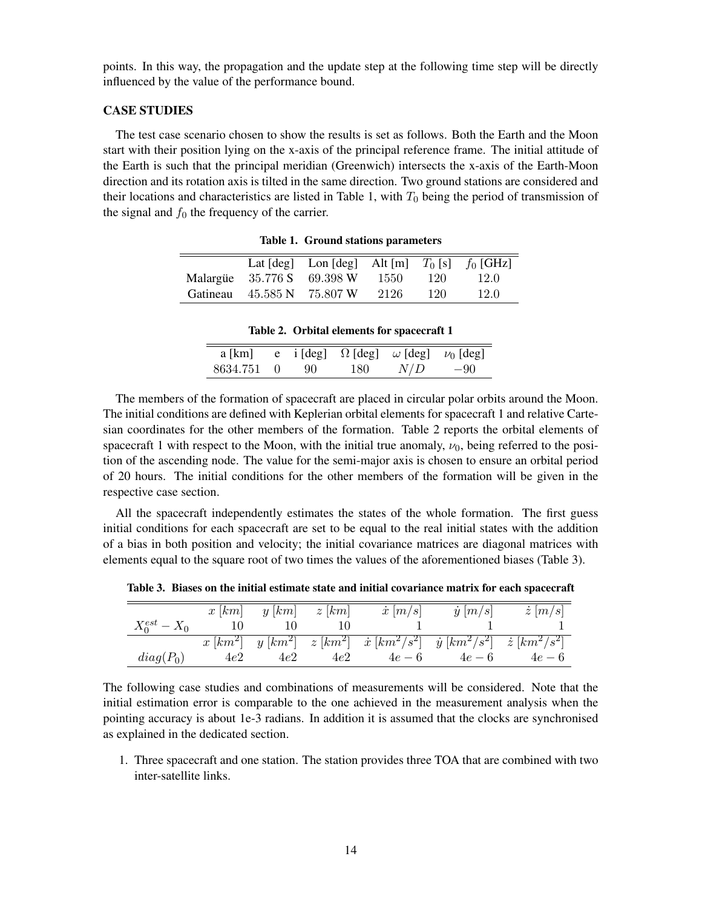points. In this way, the propagation and the update step at the following time step will be directly influenced by the value of the performance bound.

## CASE STUDIES

The test case scenario chosen to show the results is set as follows. Both the Earth and the Moon start with their position lying on the x-axis of the principal reference frame. The initial attitude of the Earth is such that the principal meridian (Greenwich) intersects the x-axis of the Earth-Moon direction and its rotation axis is tilted in the same direction. Two ground stations are considered and their locations and characteristics are listed in Table 1, with $T_0$ being the period of transmission of the signal and $f_0$ the frequency of the carrier.

**Table 1. Ground stations parameters**

| | Lat [deg] | Lon [deg] | Alt [m] | $T_0$ [s] | $f_0$ [GHz] |
|---|---|---|---|---|---|
| Malargüe | 35.776 S | 69.398 W | 1550 | 120 | 12.0 |
| Gatineau | 45.585 N | 75.807 W | 2126 | 120 | 12.0 |

**Table 2. Orbital elements for spacecraft 1**

| a [km] | e | i [deg] | $\Omega$ [deg] | $\omega$ [deg] | $\nu_0$ [deg] |
|---|---|---|---|---|---|
| 8634.751 | 0 | 90 | 180 | $N/D$ | $-90$ |

The members of the formation of spacecraft are placed in circular polar orbits around the Moon. The initial conditions are defined with Keplerian orbital elements for spacecraft 1 and relative Cartesian coordinates for the other members of the formation. Table 2 reports the orbital elements of spacecraft 1 with respect to the Moon, with the initial true anomaly, $\nu_0$, being referred to the position of the ascending node. The value for the semi-major axis is chosen to ensure an orbital period of 20 hours. The initial conditions for the other members of the formation will be given in the respective case section.

All the spacecraft independently estimates the states of the whole formation. The first guess initial conditions for each spacecraft are set to be equal to the real initial states with the addition of a bias in both position and velocity; the initial covariance matrices are diagonal matrices with elements equal to the square root of two times the values of the aforementioned biases (Table 3).

**Table 3. Biases on the initial estimate state and initial covariance matrix for each spacecraft**

| | $x\ [km]$ | $y\ [km]$ | $z\ [km]$ | $\dot{x}\ [m/s]$ | $\dot{y}\ [m/s]$ | $\dot{z}\ [m/s]$ |
|---|---|---|---|---|---|---|
| $X_0^{est} - X_0$ | 10 | 10 | 10 | 1 | 1 | 1 |
| | $x\ [km^2]$ | $y\ [km^2]$ | $z\ [km^2]$ | $\dot{x}\ [km^2/s^2]$ | $\dot{y}\ [km^2/s^2]$ | $\dot{z}\ [km^2/s^2]$ |
| $diag(P_0)$ | $4e2$ | $4e2$ | $4e2$ | $4e-6$ | $4e-6$ | $4e-6$ |

The following case studies and combinations of measurements will be considered. Note that the initial estimation error is comparable to the one achieved in the measurement analysis when the pointing accuracy is about 1e-3 radians. In addition it is assumed that the clocks are synchronised as explained in the dedicated section.

1. Three spacecraft and one station. The station provides three TOA that are combined with two inter-satellite links.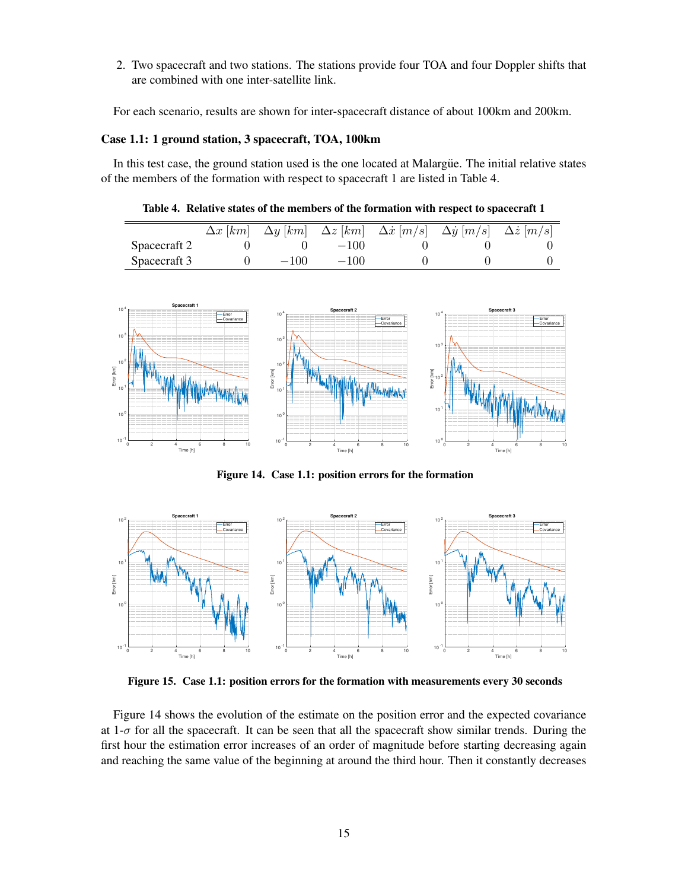2. Two spacecraft and two stations. The stations provide four TOA and four Doppler shifts that are combined with one inter-satellite link.

For each scenario, results are shown for inter-spacecraft distance of about 100km and 200km.

### Case 1.1: 1 ground station, 3 spacecraft, TOA, 100km

In this test case, the ground station used is the one located at Malargüe. The initial relative states of the members of the formation with respect to spacecraft 1 are listed in Table 4.

**Table 4. Relative states of the members of the formation with respect to spacecraft 1**

| | $\Delta x$ $[km]$ | $\Delta y$ $[km]$ | $\Delta z$ $[km]$ | $\Delta \dot{x}$ $[m/s]$ | $\Delta \dot{y}$ $[m/s]$ | $\Delta \dot{z}$ $[m/s]$ |
|---|---|---|---|---|---|---|
| Spacecraft 2 | 0 | 0 | $-100$ | 0 | 0 | 0 |
| Spacecraft 3 | 0 | $-100$ | $-100$ | 0 | 0 | 0 |

**Figure 14. Case 1.1: position errors for the formation**

**Figure 15. Case 1.1: position errors for the formation with measurements every 30 seconds**

Figure 14 shows the evolution of the estimate on the position error and the expected covariance at 1-$\sigma$ for all the spacecraft. It can be seen that all the spacecraft show similar trends. During the first hour the estimation error increases of an order of magnitude before starting decreasing again and reaching the same value of the beginning at around the third hour. Then it constantly decreases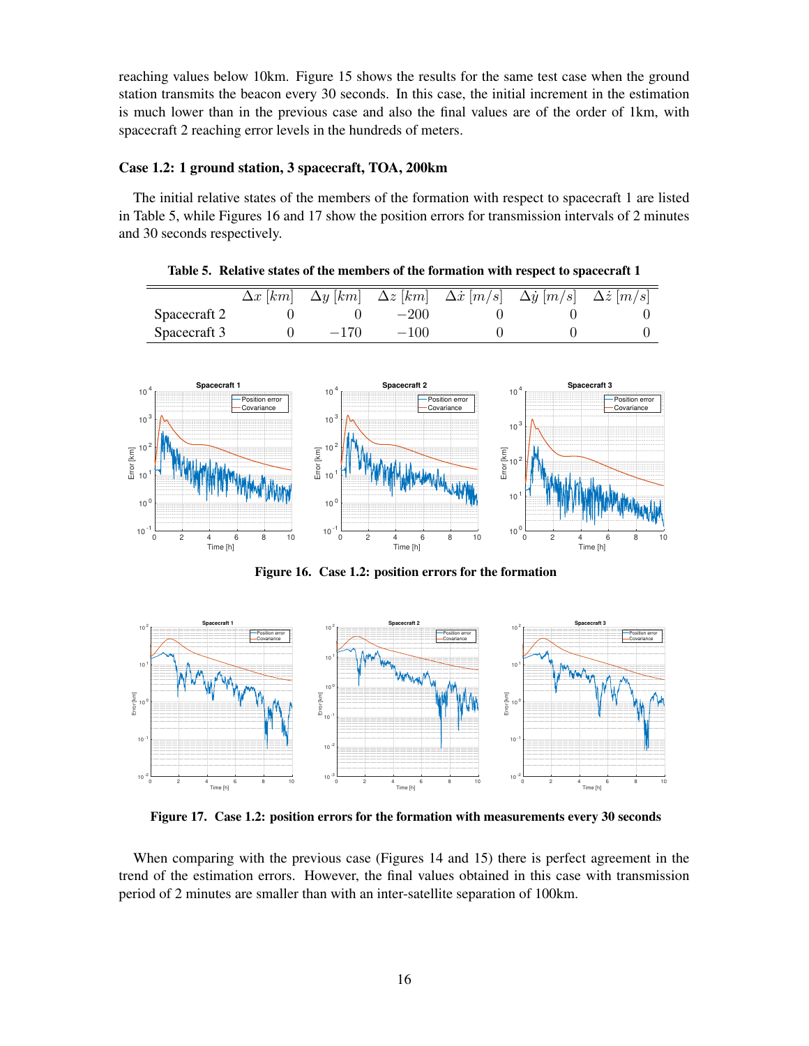reaching values below 10km. Figure 15 shows the results for the same test case when the ground station transmits the beacon every 30 seconds. In this case, the initial increment in the estimation is much lower than in the previous case and also the final values are of the order of 1km, with spacecraft 2 reaching error levels in the hundreds of meters.

### Case 1.2: 1 ground station, 3 spacecraft, TOA, 200km

The initial relative states of the members of the formation with respect to spacecraft 1 are listed in Table 5, while Figures 16 and 17 show the position errors for transmission intervals of 2 minutes and 30 seconds respectively.

**Table 5. Relative states of the members of the formation with respect to spacecraft 1**

| | $\Delta x\ [km]$ | $\Delta y\ [km]$ | $\Delta z\ [km]$ | $\Delta \dot{x}\ [m/s]$ | $\Delta \dot{y}\ [m/s]$ | $\Delta \dot{z}\ [m/s]$ |
|---|---|---|---|---|---|---|
| Spacecraft 2 | 0 | 0 | $-200$ | 0 | 0 | 0 |
| Spacecraft 3 | 0 | $-170$ | $-100$ | 0 | 0 | 0 |

**Figure 16. Case 1.2: position errors for the formation**

**Figure 17. Case 1.2: position errors for the formation with measurements every 30 seconds**

When comparing with the previous case (Figures 14 and 15) there is perfect agreement in the trend of the estimation errors. However, the final values obtained in this case with transmission period of 2 minutes are smaller than with an inter-satellite separation of 100km.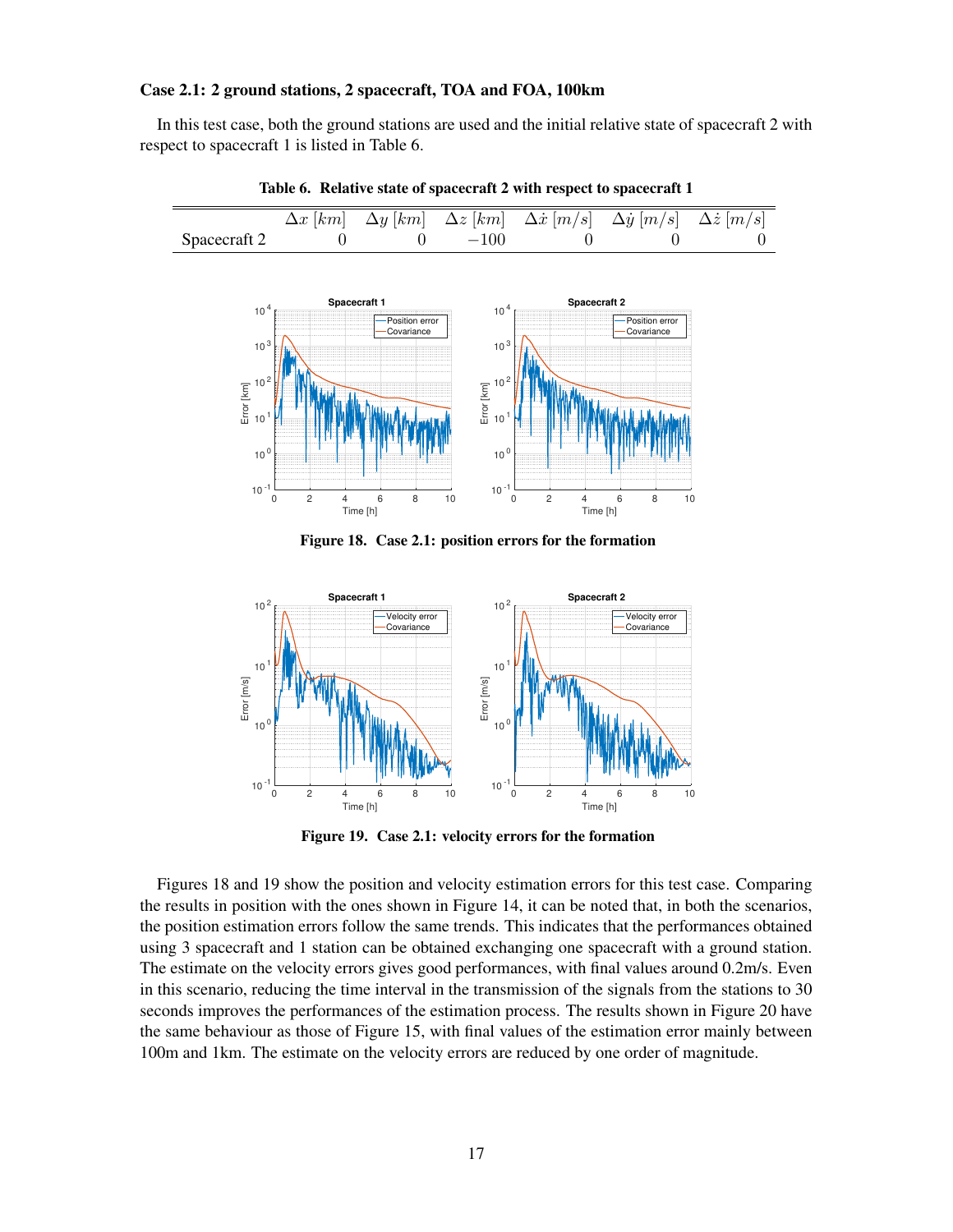**Case 2.1: 2 ground stations, 2 spacecraft, TOA and FOA, 100km**

In this test case, both the ground stations are used and the initial relative state of spacecraft 2 with respect to spacecraft 1 is listed in Table 6.

**Table 6. Relative state of spacecraft 2 with respect to spacecraft 1**

| | $\Delta x\ [km]$ | $\Delta y\ [km]$ | $\Delta z\ [km]$ | $\Delta \dot{x}\ [m/s]$ | $\Delta \dot{y}\ [m/s]$ | $\Delta \dot{z}\ [m/s]$ |
|---|---|---|---|---|---|---|
| Spacecraft 2 | 0 | 0 | $-100$ | 0 | 0 | 0 |

**Figure 18. Case 2.1: position errors for the formation**

**Figure 19. Case 2.1: velocity errors for the formation**

Figures 18 and 19 show the position and velocity estimation errors for this test case. Comparing the results in position with the ones shown in Figure 14, it can be noted that, in both the scenarios, the position estimation errors follow the same trends. This indicates that the performances obtained using 3 spacecraft and 1 station can be obtained exchanging one spacecraft with a ground station. The estimate on the velocity errors gives good performances, with final values around 0.2m/s. Even in this scenario, reducing the time interval in the transmission of the signals from the stations to 30 seconds improves the performances of the estimation process. The results shown in Figure 20 have the same behaviour as those of Figure 15, with final values of the estimation error mainly between 100m and 1km. The estimate on the velocity errors are reduced by one order of magnitude.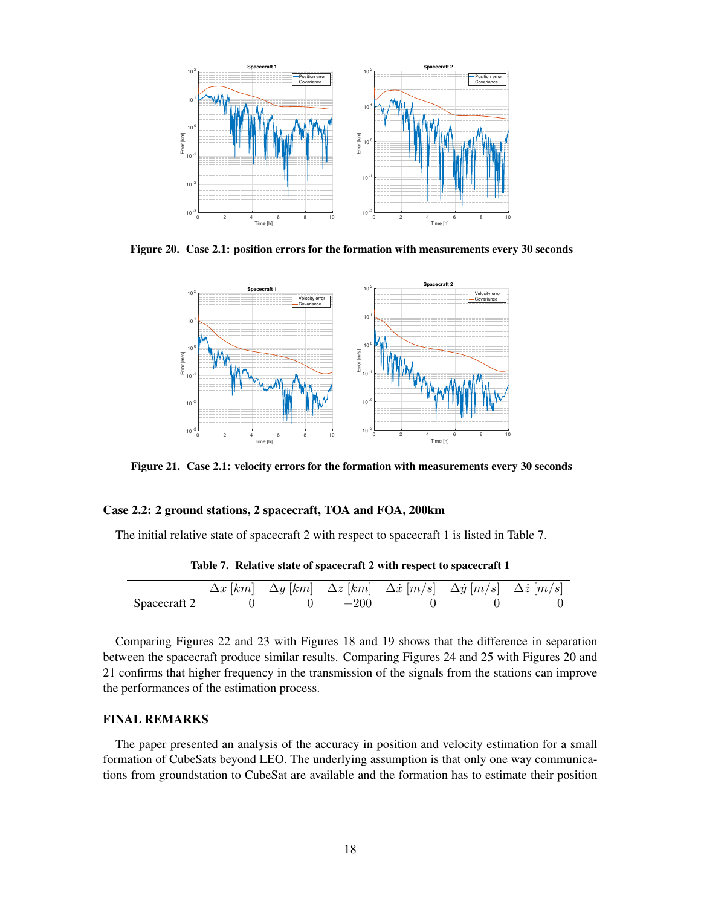Figure 20. Case 2.1: position errors for the formation with measurements every 30 seconds

Figure 21. Case 2.1: velocity errors for the formation with measurements every 30 seconds

### Case 2.2: 2 ground stations, 2 spacecraft, TOA and FOA, 200km

The initial relative state of spacecraft 2 with respect to spacecraft 1 is listed in Table 7.

**Table 7. Relative state of spacecraft 2 with respect to spacecraft 1**

| | $\Delta x\ [km]$ | $\Delta y\ [km]$ | $\Delta z\ [km]$ | $\Delta\dot{x}\ [m/s]$ | $\Delta\dot{y}\ [m/s]$ | $\Delta\dot{z}\ [m/s]$ |
|---|---|---|---|---|---|---|
| Spacecraft 2 | 0 | 0 | $-200$ | 0 | 0 | 0 |

Comparing Figures 22 and 23 with Figures 18 and 19 shows that the difference in separation between the spacecraft produce similar results. Comparing Figures 24 and 25 with Figures 20 and 21 confirms that higher frequency in the transmission of the signals from the stations can improve the performances of the estimation process.

## FINAL REMARKS

The paper presented an analysis of the accuracy in position and velocity estimation for a small formation of CubeSats beyond LEO. The underlying assumption is that only one way communications from groundstation to CubeSat are available and the formation has to estimate their position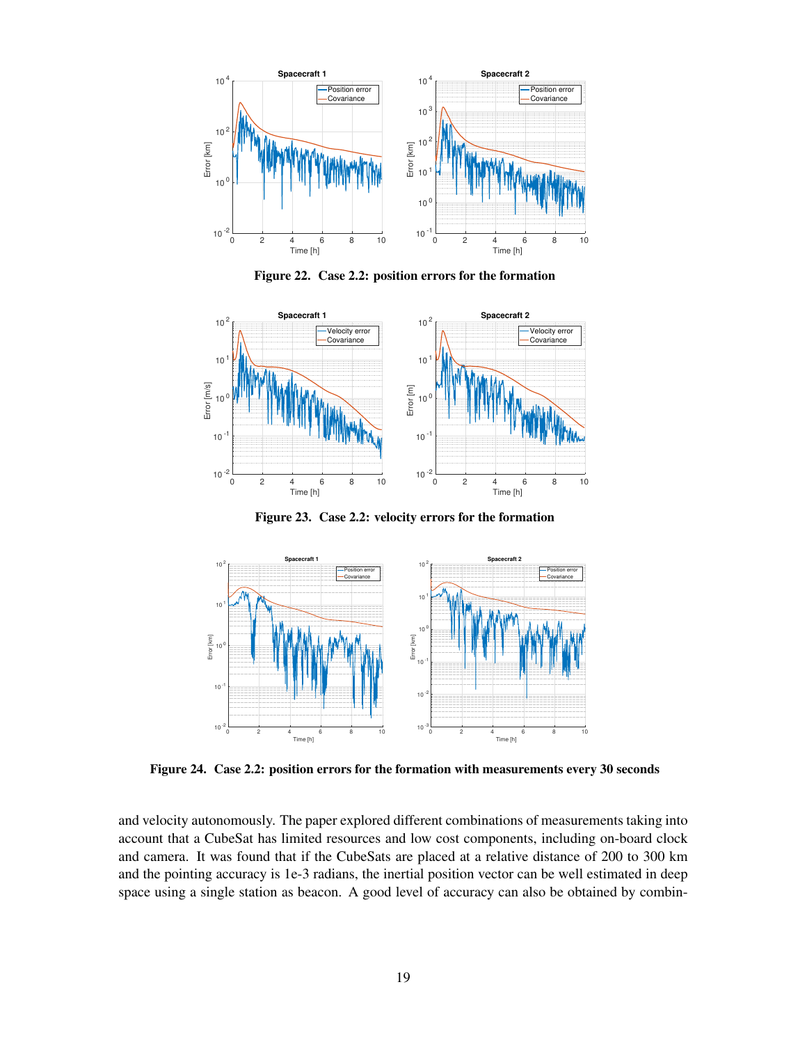Figure 22. Case 2.2: position errors for the formation

Figure 23. Case 2.2: velocity errors for the formation

Figure 24. Case 2.2: position errors for the formation with measurements every 30 seconds

and velocity autonomously. The paper explored different combinations of measurements taking into account that a CubeSat has limited resources and low cost components, including on-board clock and camera. It was found that if the CubeSats are placed at a relative distance of 200 to 300 km and the pointing accuracy is 1e-3 radians, the inertial position vector can be well estimated in deep space using a single station as beacon. A good level of accuracy can also be obtained by combin-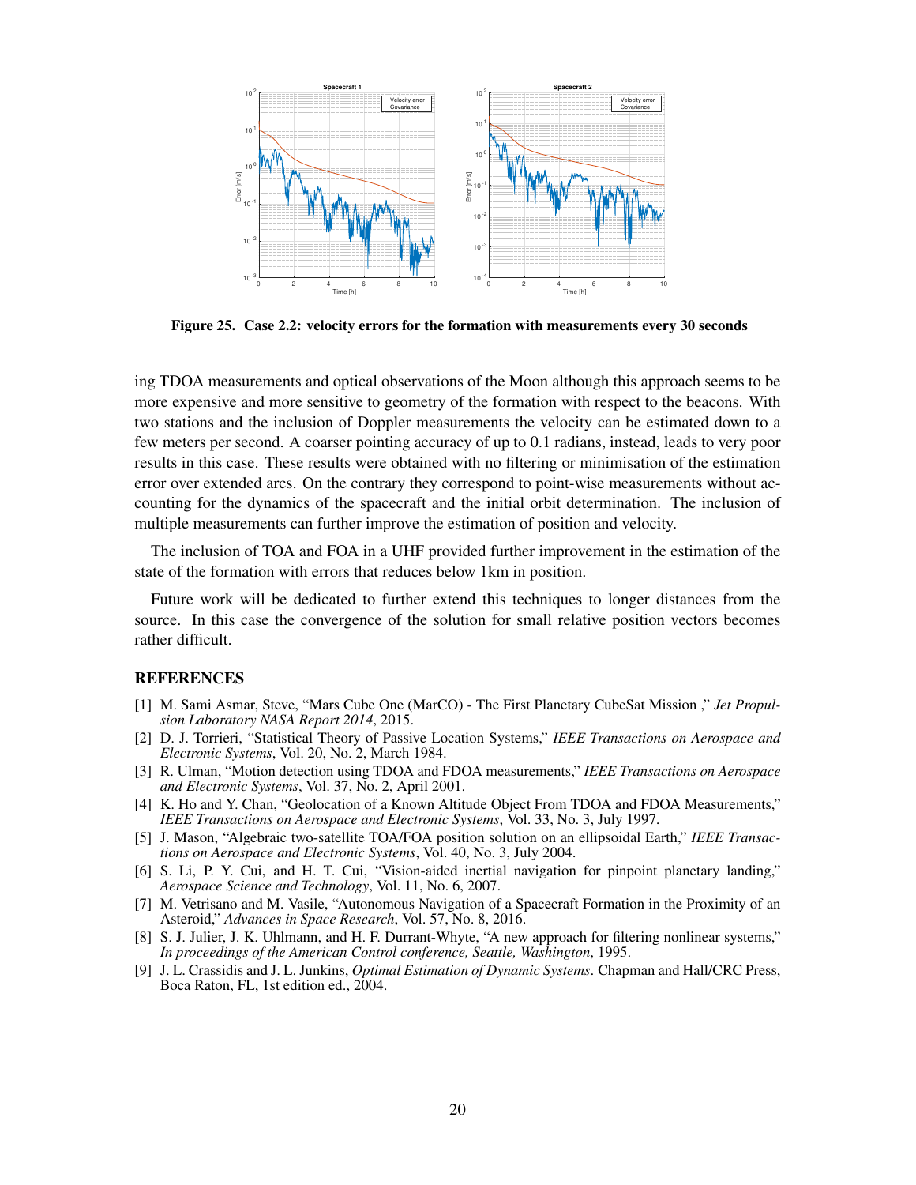Spacecraft 1

Velocity error
Covariance

Error [m/s]

$10^{2}$ $10^{1}$ $10^{0}$ $10^{-1}$ $10^{-2}$ $10^{-3}$

0 2 4 6 8 10

Time [h]

Spacecraft 2

Velocity error
Covariance

Error [m/s]

$10^{2}$ $10^{1}$ $10^{0}$ $10^{-1}$ $10^{-2}$ $10^{-3}$ $10^{-4}$

0 2 4 6 8 10

Time [h]

**Figure 25. Case 2.2: velocity errors for the formation with measurements every 30 seconds**

ing TDOA measurements and optical observations of the Moon although this approach seems to be more expensive and more sensitive to geometry of the formation with respect to the beacons. With two stations and the inclusion of Doppler measurements the velocity can be estimated down to a few meters per second. A coarser pointing accuracy of up to 0.1 radians, instead, leads to very poor results in this case. These results were obtained with no filtering or minimisation of the estimation error over extended arcs. On the contrary they correspond to point-wise measurements without accounting for the dynamics of the spacecraft and the initial orbit determination. The inclusion of multiple measurements can further improve the estimation of position and velocity.

The inclusion of TOA and FOA in a UHF provided further improvement in the estimation of the state of the formation with errors that reduces below 1km in position.

Future work will be dedicated to further extend this techniques to longer distances from the source. In this case the convergence of the solution for small relative position vectors becomes rather difficult.

## REFERENCES

[1] M. Sami Asmar, Steve, "Mars Cube One (MarCO) - The First Planetary CubeSat Mission ," *Jet Propulsion Laboratory NASA Report 2014*, 2015.

[2] D. J. Torrieri, "Statistical Theory of Passive Location Systems," *IEEE Transactions on Aerospace and Electronic Systems*, Vol. 20, No. 2, March 1984.

[3] R. Ulman, "Motion detection using TDOA and FDOA measurements," *IEEE Transactions on Aerospace and Electronic Systems*, Vol. 37, No. 2, April 2001.

[4] K. Ho and Y. Chan, "Geolocation of a Known Altitude Object From TDOA and FDOA Measurements," *IEEE Transactions on Aerospace and Electronic Systems*, Vol. 33, No. 3, July 1997.

[5] J. Mason, "Algebraic two-satellite TOA/FOA position solution on an ellipsoidal Earth," *IEEE Transactions on Aerospace and Electronic Systems*, Vol. 40, No. 3, July 2004.

[6] S. Li, P. Y. Cui, and H. T. Cui, "Vision-aided inertial navigation for pinpoint planetary landing," *Aerospace Science and Technology*, Vol. 11, No. 6, 2007.

[7] M. Vetrisano and M. Vasile, "Autonomous Navigation of a Spacecraft Formation in the Proximity of an Asteroid," *Advances in Space Research*, Vol. 57, No. 8, 2016.

[8] S. J. Julier, J. K. Uhlmann, and H. F. Durrant-Whyte, "A new approach for filtering nonlinear systems," *In proceedings of the American Control conference, Seattle, Washington*, 1995.

[9] J. L. Crassidis and J. L. Junkins, *Optimal Estimation of Dynamic Systems*. Chapman and Hall/CRC Press, Boca Raton, FL, 1st edition ed., 2004.